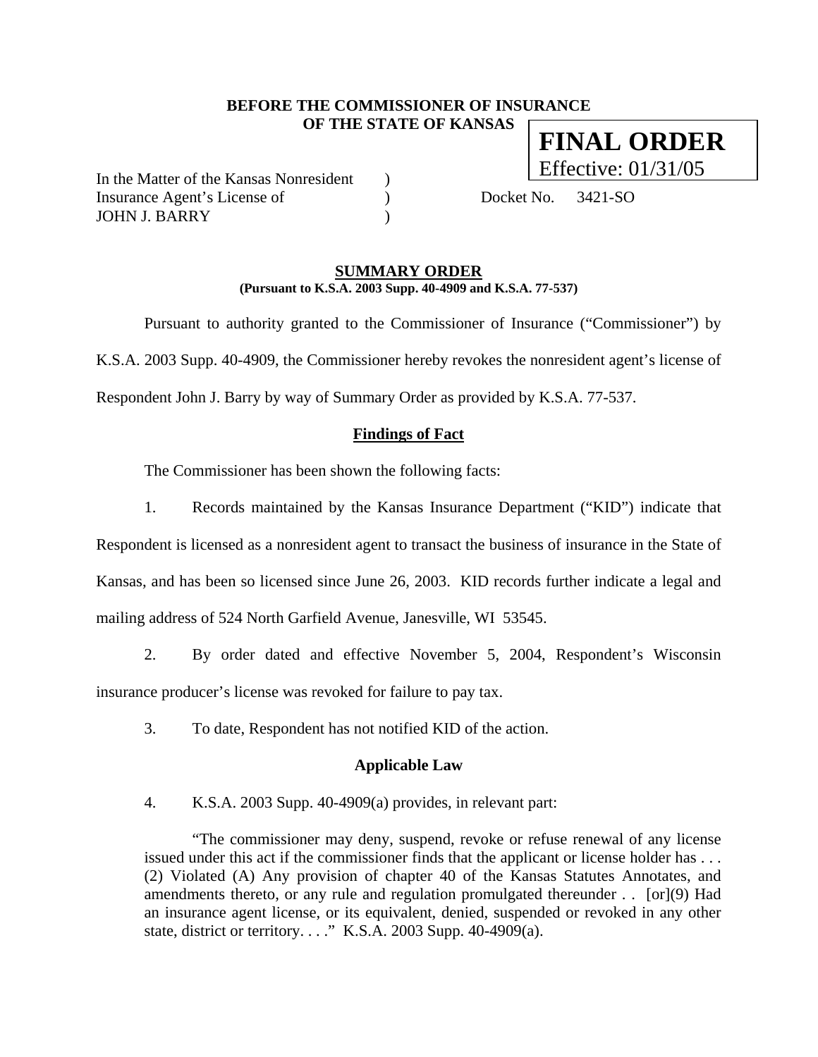**BEFORE THE COMMISSIONER OF INSURANCE OF THE STATE OF KANSAS**

**FINAL ORDER**
Effective: 01/31/05

In the Matter of the Kansas Nonresident Insurance Agent's License of JOHN J. BARRY ) ) )

Docket No. 3421-SO

## SUMMARY ORDER

**(Pursuant to K.S.A. 2003 Supp. 40-4909 and K.S.A. 77-537)**

Pursuant to authority granted to the Commissioner of Insurance ("Commissioner") by K.S.A. 2003 Supp. 40-4909, the Commissioner hereby revokes the nonresident agent's license of Respondent John J. Barry by way of Summary Order as provided by K.S.A. 77-537.

### Findings of Fact

The Commissioner has been shown the following facts:

1. Records maintained by the Kansas Insurance Department ("KID") indicate that Respondent is licensed as a nonresident agent to transact the business of insurance in the State of Kansas, and has been so licensed since June 26, 2003. KID records further indicate a legal and mailing address of 524 North Garfield Avenue, Janesville, WI 53545.

2. By order dated and effective November 5, 2004, Respondent's Wisconsin insurance producer's license was revoked for failure to pay tax.

3. To date, Respondent has not notified KID of the action.

### Applicable Law

4. K.S.A. 2003 Supp. 40-4909(a) provides, in relevant part:

> "The commissioner may deny, suspend, revoke or refuse renewal of any license issued under this act if the commissioner finds that the applicant or license holder has . . . (2) Violated (A) Any provision of chapter 40 of the Kansas Statutes Annotates, and amendments thereto, or any rule and regulation promulgated thereunder . . [or](9) Had an insurance agent license, or its equivalent, denied, suspended or revoked in any other state, district or territory. . . ." K.S.A. 2003 Supp. 40-4909(a).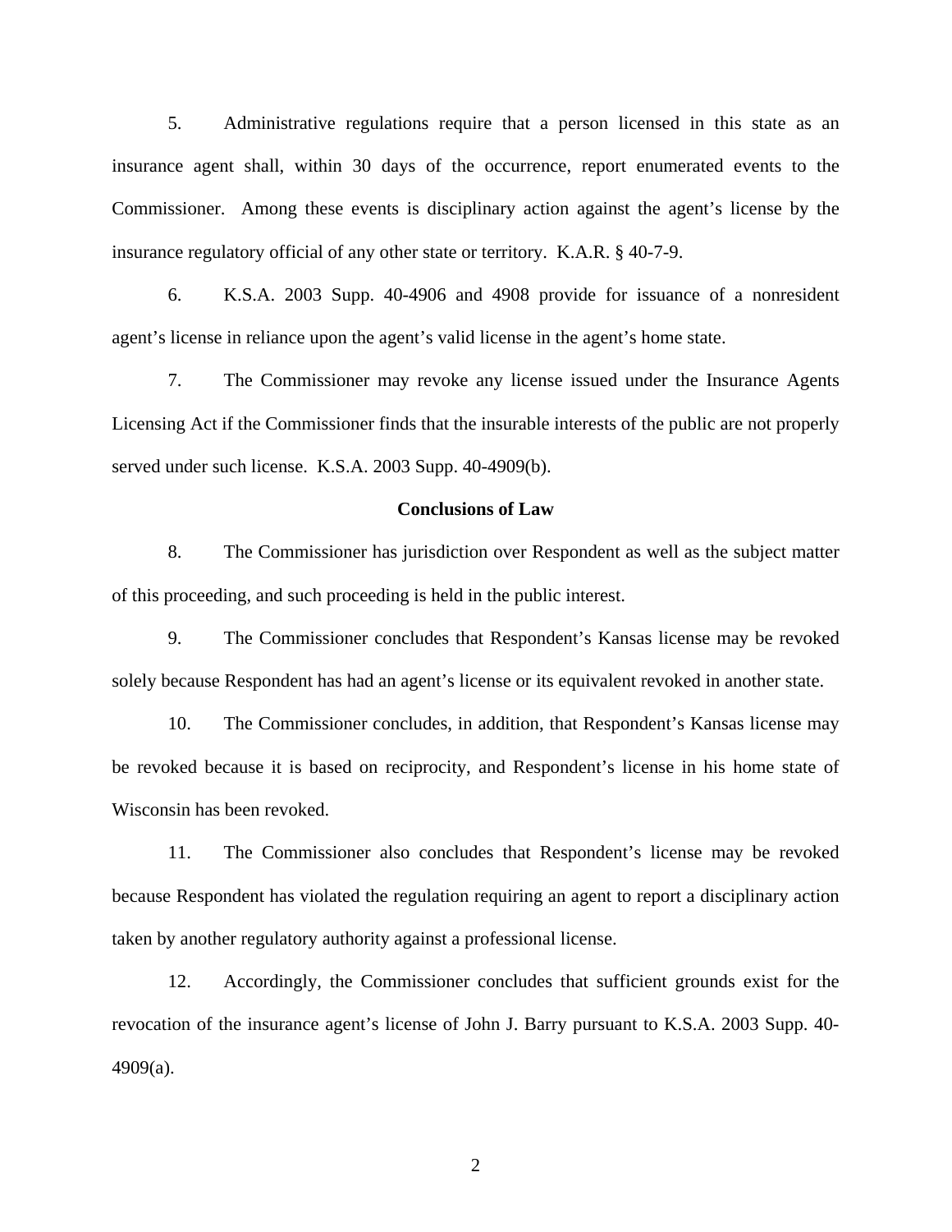5. Administrative regulations require that a person licensed in this state as an insurance agent shall, within 30 days of the occurrence, report enumerated events to the Commissioner. Among these events is disciplinary action against the agent's license by the insurance regulatory official of any other state or territory. K.A.R. § 40-7-9.

6. K.S.A. 2003 Supp. 40-4906 and 4908 provide for issuance of a nonresident agent's license in reliance upon the agent's valid license in the agent's home state.

7. The Commissioner may revoke any license issued under the Insurance Agents Licensing Act if the Commissioner finds that the insurable interests of the public are not properly served under such license. K.S.A. 2003 Supp. 40-4909(b).

## Conclusions of Law

8. The Commissioner has jurisdiction over Respondent as well as the subject matter of this proceeding, and such proceeding is held in the public interest.

9. The Commissioner concludes that Respondent's Kansas license may be revoked solely because Respondent has had an agent's license or its equivalent revoked in another state.

10. The Commissioner concludes, in addition, that Respondent's Kansas license may be revoked because it is based on reciprocity, and Respondent's license in his home state of Wisconsin has been revoked.

11. The Commissioner also concludes that Respondent's license may be revoked because Respondent has violated the regulation requiring an agent to report a disciplinary action taken by another regulatory authority against a professional license.

12. Accordingly, the Commissioner concludes that sufficient grounds exist for the revocation of the insurance agent's license of John J. Barry pursuant to K.S.A. 2003 Supp. 40-4909(a).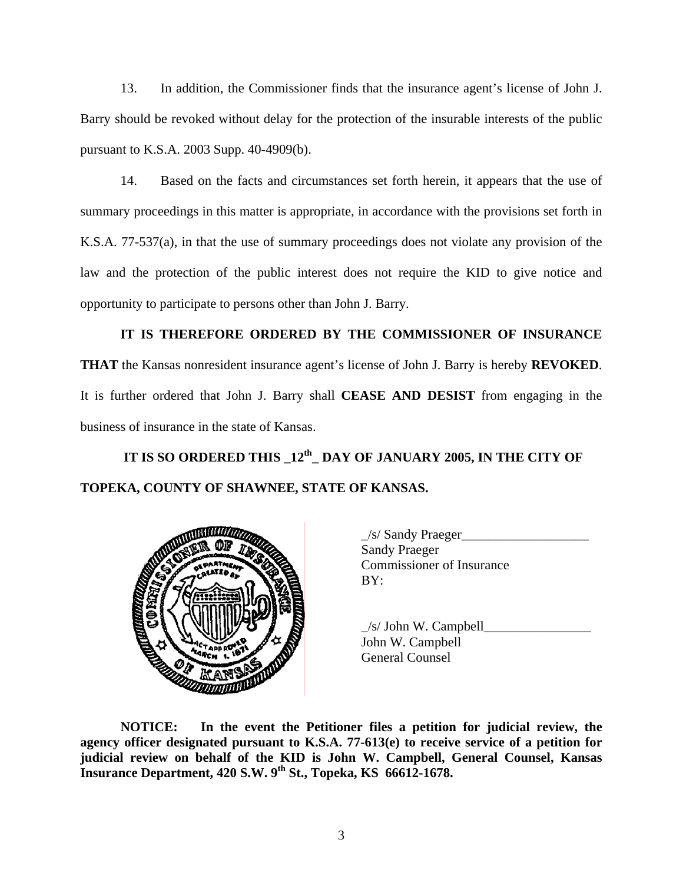13. In addition, the Commissioner finds that the insurance agent's license of John J. Barry should be revoked without delay for the protection of the insurable interests of the public pursuant to K.S.A. 2003 Supp. 40-4909(b).

14. Based on the facts and circumstances set forth herein, it appears that the use of summary proceedings in this matter is appropriate, in accordance with the provisions set forth in K.S.A. 77-537(a), in that the use of summary proceedings does not violate any provision of the law and the protection of the public interest does not require the KID to give notice and opportunity to participate to persons other than John J. Barry.

**IT IS THEREFORE ORDERED BY THE COMMISSIONER OF INSURANCE THAT** the Kansas nonresident insurance agent's license of John J. Barry is hereby **REVOKED**. It is further ordered that John J. Barry shall **CEASE AND DESIST** from engaging in the business of insurance in the state of Kansas.

**IT IS SO ORDERED THIS _12th_ DAY OF JANUARY 2005, IN THE CITY OF TOPEKA, COUNTY OF SHAWNEE, STATE OF KANSAS.**

_/s/ Sandy Praeger___________________
Sandy Praeger
Commissioner of Insurance
BY:

_/s/ John W. Campbell________________
John W. Campbell
General Counsel

**NOTICE: In the event the Petitioner files a petition for judicial review, the agency officer designated pursuant to K.S.A. 77-613(e) to receive service of a petition for judicial review on behalf of the KID is John W. Campbell, General Counsel, Kansas Insurance Department, 420 S.W. 9th St., Topeka, KS 66612-1678.**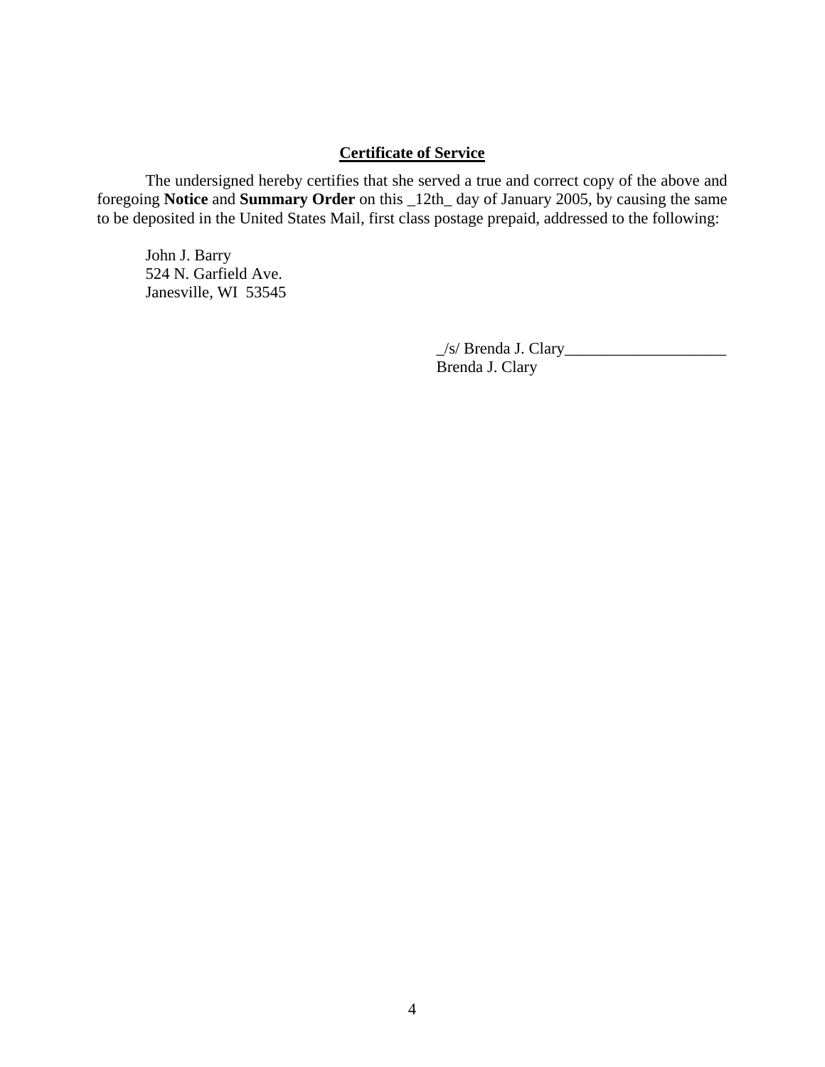**Certificate of Service**

The undersigned hereby certifies that she served a true and correct copy of the above and foregoing **Notice** and **Summary Order** on this _12th_ day of January 2005, by causing the same to be deposited in the United States Mail, first class postage prepaid, addressed to the following:

John J. Barry
524 N. Garfield Ave.
Janesville, WI 53545

_/s/ Brenda J. Clary____________________
Brenda J. Clary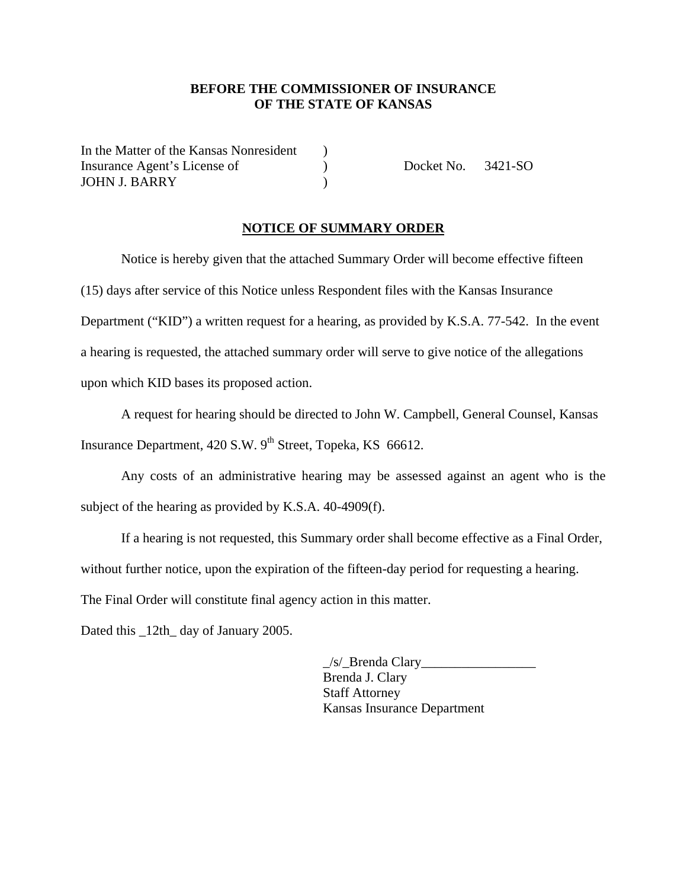**BEFORE THE COMMISSIONER OF INSURANCE**
**OF THE STATE OF KANSAS**

In the Matter of the Kansas Nonresident )
Insurance Agent's License of ) Docket No. 3421-SO
JOHN J. BARRY )

## NOTICE OF SUMMARY ORDER

Notice is hereby given that the attached Summary Order will become effective fifteen (15) days after service of this Notice unless Respondent files with the Kansas Insurance Department ("KID") a written request for a hearing, as provided by K.S.A. 77-542. In the event a hearing is requested, the attached summary order will serve to give notice of the allegations upon which KID bases its proposed action.

A request for hearing should be directed to John W. Campbell, General Counsel, Kansas Insurance Department, 420 S.W. 9th Street, Topeka, KS 66612.

Any costs of an administrative hearing may be assessed against an agent who is the subject of the hearing as provided by K.S.A. 40-4909(f).

If a hearing is not requested, this Summary order shall become effective as a Final Order, without further notice, upon the expiration of the fifteen-day period for requesting a hearing. The Final Order will constitute final agency action in this matter.

Dated this _12th_ day of January 2005.

_/s/_Brenda Clary_________________
Brenda J. Clary
Staff Attorney
Kansas Insurance Department